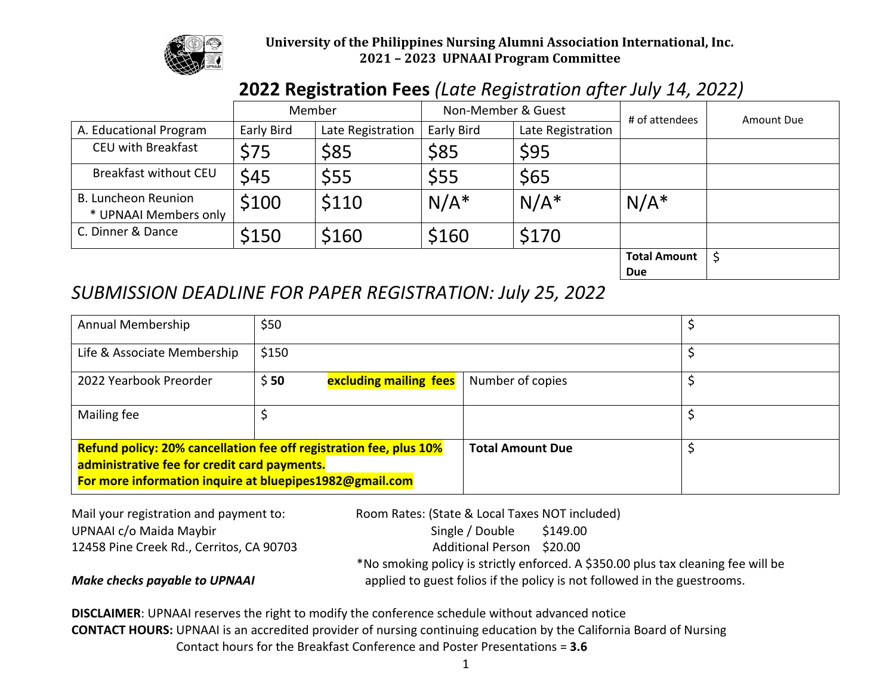**University of the Philippines Nursing Alumni Association International, Inc.**
**2021 – 2023 UPNAAI Program Committee**

# 2022 Registration Fees *(Late Registration after July 14, 2022)*

| | Member | | Non-Member & Guest | | # of attendees | Amount Due |
|---|---|---|---|---|---|---|
| A. Educational Program | Early Bird | Late Registration | Early Bird | Late Registration | | |
| CEU with Breakfast | $75 | $85 | $85 | $95 | | |
| Breakfast without CEU | $45 | $55 | $55 | $65 | | |
| B. Luncheon Reunion * UPNAAI Members only | $100 | $110 | N/A* | N/A* | N/A* | |
| C. Dinner & Dance | $150 | $160 | $160 | $170 | | |
| | | | | | **Total Amount Due** | $ |

## *SUBMISSION DEADLINE FOR PAPER REGISTRATION: July 25, 2022*

| | | | |
|---|---|---|---|
| Annual Membership | $50 | | $ |
| Life & Associate Membership | $150 | | $ |
| 2022 Yearbook Preorder | $ **50** **excluding mailing fees** | Number of copies | $ |
| Mailing fee | $ | | $ |
| **Refund policy: 20% cancellation fee off registration fee, plus 10% administrative fee for credit card payments. For more information inquire at bluepipes1982@gmail.com** | | **Total Amount Due** | $ |

Mail your registration and payment to:
UPNAAI c/o Maida Maybir
12458 Pine Creek Rd., Cerritos, CA 90703

***Make checks payable to UPNAAI***

Room Rates: (State & Local Taxes NOT included)
Single / Double $149.00
Additional Person $20.00
*No smoking policy is strictly enforced. A $350.00 plus tax cleaning fee will be applied to guest folios if the policy is not followed in the guestrooms.

**DISCLAIMER**: UPNAAI reserves the right to modify the conference schedule without advanced notice
**CONTACT HOURS:** UPNAAI is an accredited provider of nursing continuing education by the California Board of Nursing
Contact hours for the Breakfast Conference and Poster Presentations = **3.6**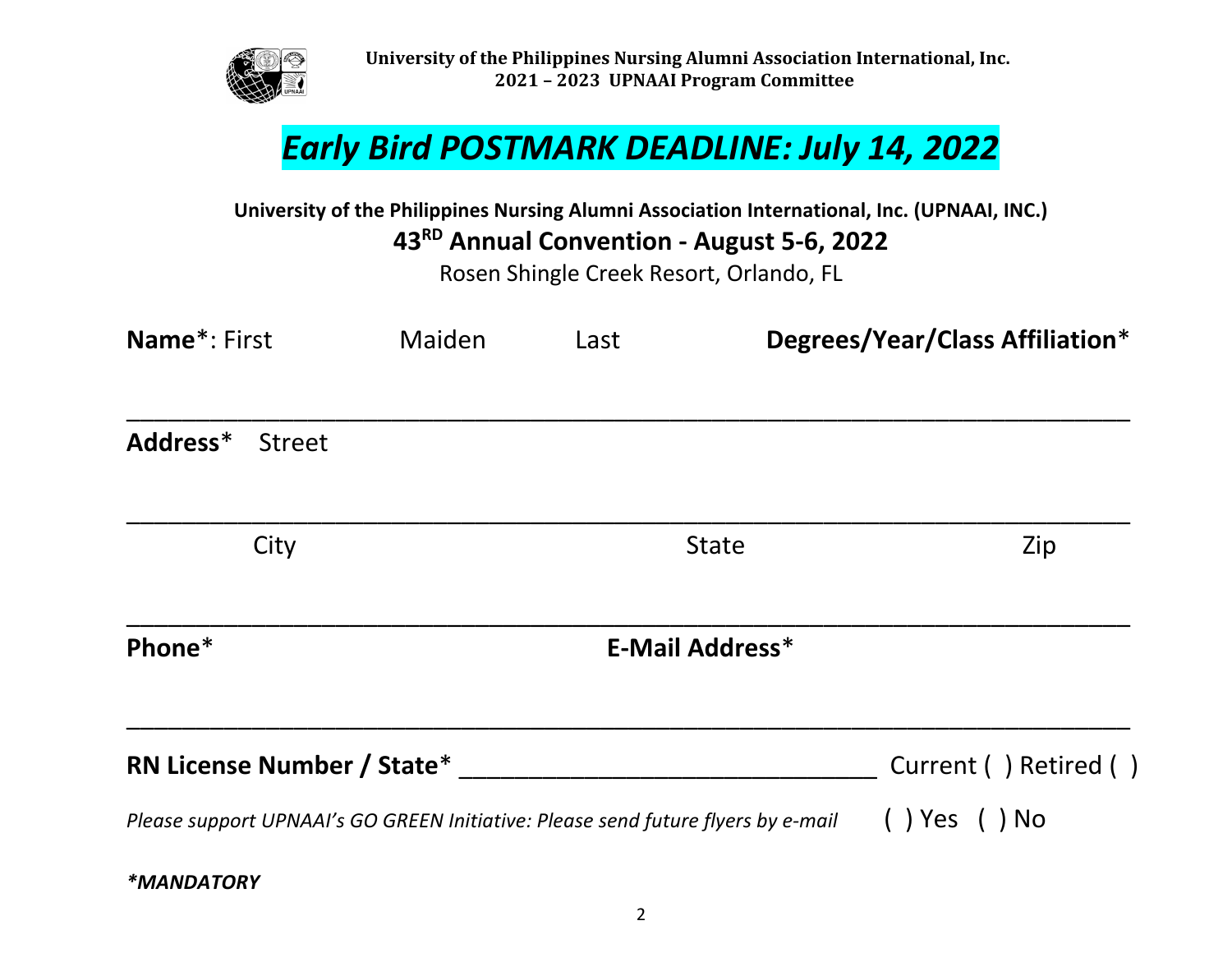**University of the Philippines Nursing Alumni Association International, Inc.**
**2021 – 2023 UPNAAI Program Committee**

# *Early Bird POSTMARK DEADLINE: July 14, 2022*

**University of the Philippines Nursing Alumni Association International, Inc. (UPNAAI, INC.)**

## 43RD Annual Convention - August 5-6, 2022

Rosen Shingle Creek Resort, Orlando, FL

**Name***: First Maiden Last **Degrees/Year/Class Affiliation***

\_\_\_\_\_\_\_\_\_\_\_\_\_\_\_\_\_\_\_\_\_\_\_\_\_\_\_\_\_\_\_\_\_\_\_\_\_\_\_\_\_\_\_\_\_\_\_\_\_\_\_\_\_\_\_\_\_\_\_\_\_\_\_\_\_\_\_\_\_\_

**Address*** Street

\_\_\_\_\_\_\_\_\_\_\_\_\_\_\_\_\_\_\_\_\_\_\_\_\_\_\_\_\_\_\_\_\_\_\_\_\_\_\_\_\_\_\_\_\_\_\_\_\_\_\_\_\_\_\_\_\_\_\_\_\_\_\_\_\_\_\_\_\_\_

City State Zip

\_\_\_\_\_\_\_\_\_\_\_\_\_\_\_\_\_\_\_\_\_\_\_\_\_\_\_\_\_\_\_\_\_\_\_\_\_\_\_\_\_\_\_\_\_\_\_\_\_\_\_\_\_\_\_\_\_\_\_\_\_\_\_\_\_\_\_\_\_\_

**Phone*** **E-Mail Address***

\_\_\_\_\_\_\_\_\_\_\_\_\_\_\_\_\_\_\_\_\_\_\_\_\_\_\_\_\_\_\_\_\_\_\_\_\_\_\_\_\_\_\_\_\_\_\_\_\_\_\_\_\_\_\_\_\_\_\_\_\_\_\_\_\_\_\_\_\_\_

**RN License Number / State*** \_\_\_\_\_\_\_\_\_\_\_\_\_\_\_\_\_\_\_\_\_\_\_\_\_\_\_\_\_\_ Current ( ) Retired ( )

*Please support UPNAAI's GO GREEN Initiative: Please send future flyers by e-mail* ( ) Yes ( ) No

***MANDATORY**